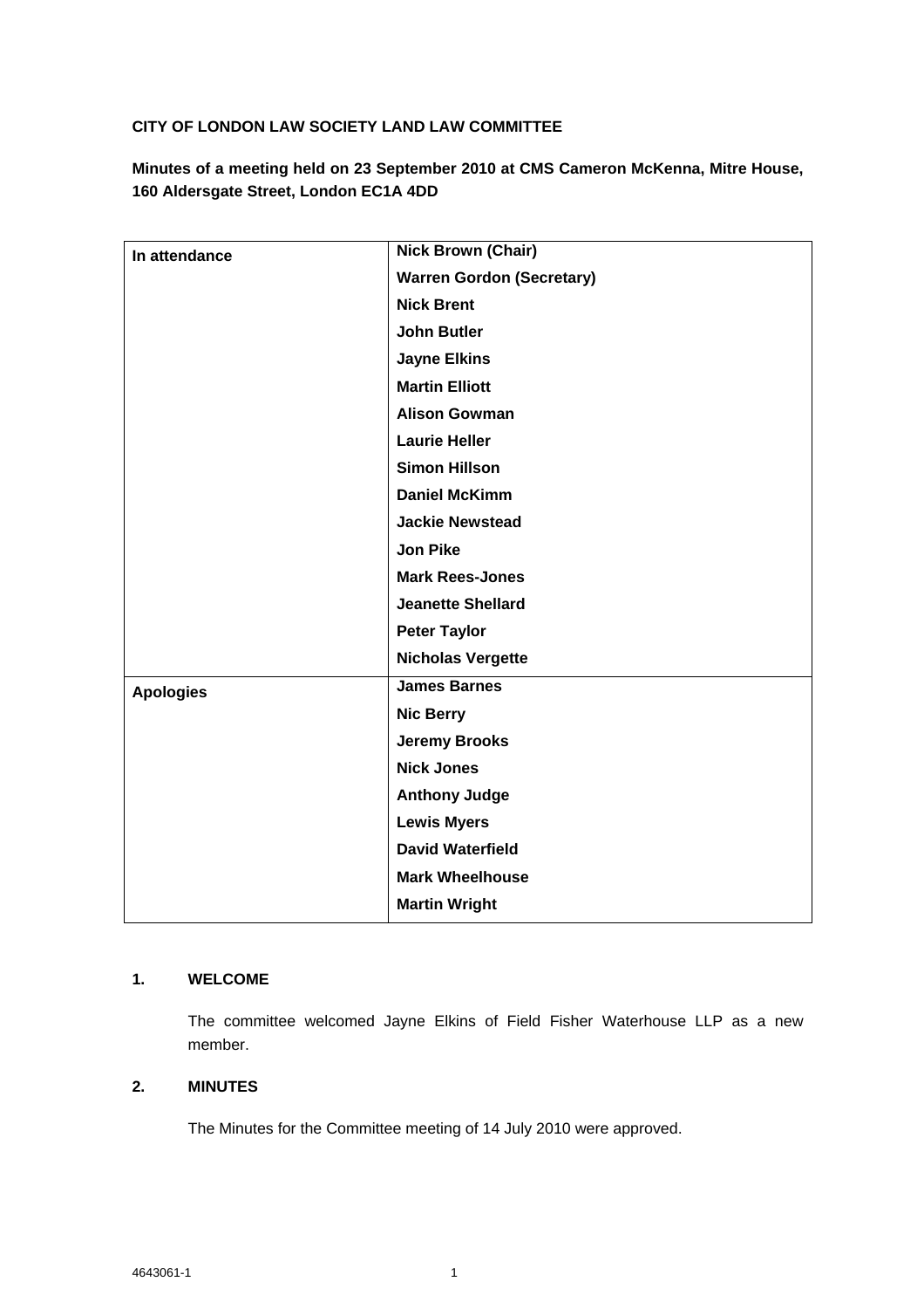**CITY OF LONDON LAW SOCIETY LAND LAW COMMITTEE**

**Minutes of a meeting held on 23 September 2010 at CMS Cameron McKenna, Mitre House, 160 Aldersgate Street, London EC1A 4DD**

| | |
|---|---|
| **In attendance** | **Nick Brown (Chair)** |
| | **Warren Gordon (Secretary)** |
| | **Nick Brent** |
| | **John Butler** |
| | **Jayne Elkins** |
| | **Martin Elliott** |
| | **Alison Gowman** |
| | **Laurie Heller** |
| | **Simon Hillson** |
| | **Daniel McKimm** |
| | **Jackie Newstead** |
| | **Jon Pike** |
| | **Mark Rees-Jones** |
| | **Jeanette Shellard** |
| | **Peter Taylor** |
| | **Nicholas Vergette** |
| **Apologies** | **James Barnes** |
| | **Nic Berry** |
| | **Jeremy Brooks** |
| | **Nick Jones** |
| | **Anthony Judge** |
| | **Lewis Myers** |
| | **David Waterfield** |
| | **Mark Wheelhouse** |
| | **Martin Wright** |

## 1. WELCOME

The committee welcomed Jayne Elkins of Field Fisher Waterhouse LLP as a new member.

## 2. MINUTES

The Minutes for the Committee meeting of 14 July 2010 were approved.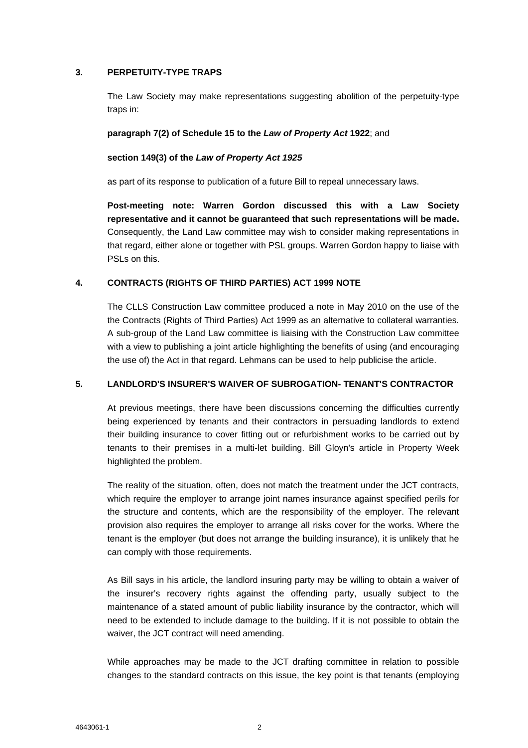## 3. PERPETUITY-TYPE TRAPS

The Law Society may make representations suggesting abolition of the perpetuity-type traps in:

**paragraph 7(2) of Schedule 15 to the *Law of Property Act* 1922**; and

**section 149(3) of the *Law of Property Act 1925***

as part of its response to publication of a future Bill to repeal unnecessary laws.

**Post-meeting note: Warren Gordon discussed this with a Law Society representative and it cannot be guaranteed that such representations will be made.** Consequently, the Land Law committee may wish to consider making representations in that regard, either alone or together with PSL groups. Warren Gordon happy to liaise with PSLs on this.

## 4. CONTRACTS (RIGHTS OF THIRD PARTIES) ACT 1999 NOTE

The CLLS Construction Law committee produced a note in May 2010 on the use of the the Contracts (Rights of Third Parties) Act 1999 as an alternative to collateral warranties. A sub-group of the Land Law committee is liaising with the Construction Law committee with a view to publishing a joint article highlighting the benefits of using (and encouraging the use of) the Act in that regard. Lehmans can be used to help publicise the article.

## 5. LANDLORD'S INSURER'S WAIVER OF SUBROGATION- TENANT'S CONTRACTOR

At previous meetings, there have been discussions concerning the difficulties currently being experienced by tenants and their contractors in persuading landlords to extend their building insurance to cover fitting out or refurbishment works to be carried out by tenants to their premises in a multi-let building. Bill Gloyn's article in Property Week highlighted the problem.

The reality of the situation, often, does not match the treatment under the JCT contracts, which require the employer to arrange joint names insurance against specified perils for the structure and contents, which are the responsibility of the employer. The relevant provision also requires the employer to arrange all risks cover for the works. Where the tenant is the employer (but does not arrange the building insurance), it is unlikely that he can comply with those requirements.

As Bill says in his article, the landlord insuring party may be willing to obtain a waiver of the insurer's recovery rights against the offending party, usually subject to the maintenance of a stated amount of public liability insurance by the contractor, which will need to be extended to include damage to the building. If it is not possible to obtain the waiver, the JCT contract will need amending.

While approaches may be made to the JCT drafting committee in relation to possible changes to the standard contracts on this issue, the key point is that tenants (employing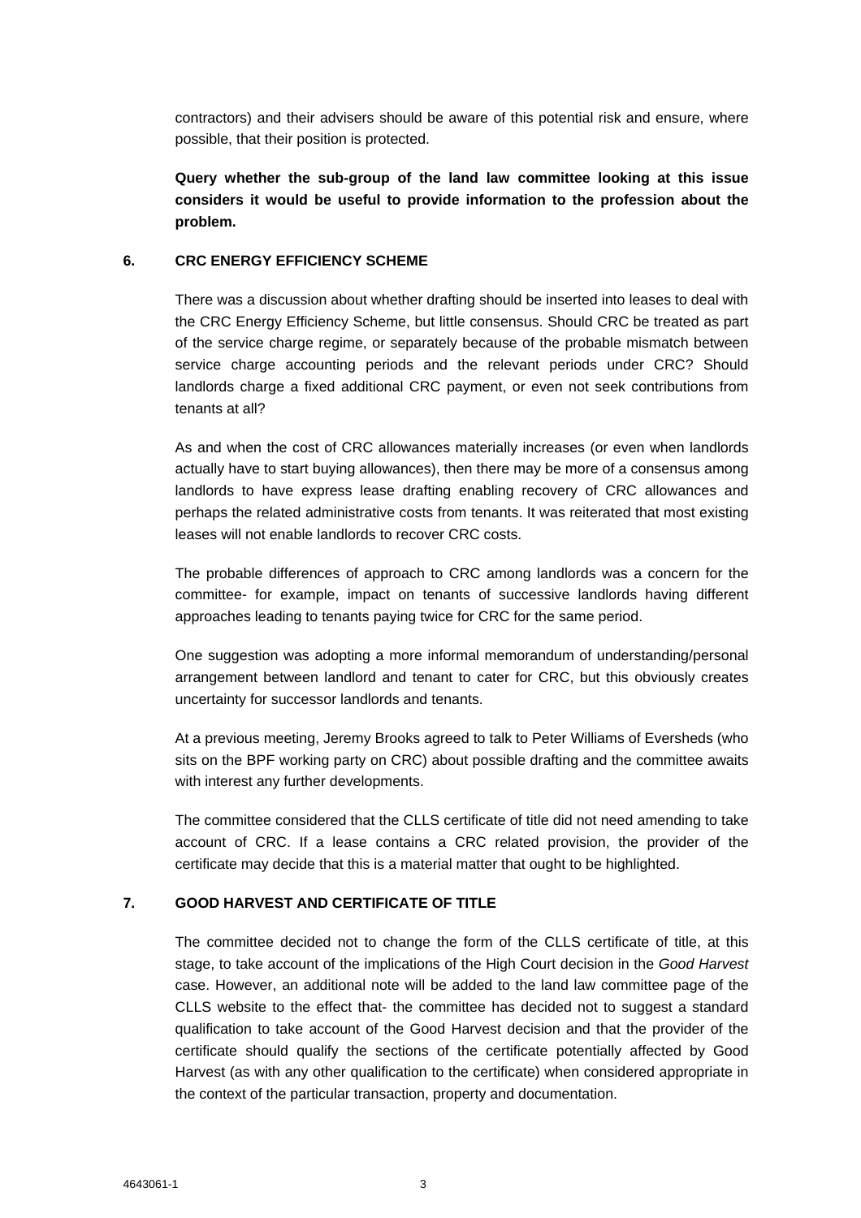contractors) and their advisers should be aware of this potential risk and ensure, where possible, that their position is protected.

**Query whether the sub-group of the land law committee looking at this issue considers it would be useful to provide information to the profession about the problem.**

## 6. CRC ENERGY EFFICIENCY SCHEME

There was a discussion about whether drafting should be inserted into leases to deal with the CRC Energy Efficiency Scheme, but little consensus. Should CRC be treated as part of the service charge regime, or separately because of the probable mismatch between service charge accounting periods and the relevant periods under CRC? Should landlords charge a fixed additional CRC payment, or even not seek contributions from tenants at all?

As and when the cost of CRC allowances materially increases (or even when landlords actually have to start buying allowances), then there may be more of a consensus among landlords to have express lease drafting enabling recovery of CRC allowances and perhaps the related administrative costs from tenants. It was reiterated that most existing leases will not enable landlords to recover CRC costs.

The probable differences of approach to CRC among landlords was a concern for the committee- for example, impact on tenants of successive landlords having different approaches leading to tenants paying twice for CRC for the same period.

One suggestion was adopting a more informal memorandum of understanding/personal arrangement between landlord and tenant to cater for CRC, but this obviously creates uncertainty for successor landlords and tenants.

At a previous meeting, Jeremy Brooks agreed to talk to Peter Williams of Eversheds (who sits on the BPF working party on CRC) about possible drafting and the committee awaits with interest any further developments.

The committee considered that the CLLS certificate of title did not need amending to take account of CRC. If a lease contains a CRC related provision, the provider of the certificate may decide that this is a material matter that ought to be highlighted.

## 7. GOOD HARVEST AND CERTIFICATE OF TITLE

The committee decided not to change the form of the CLLS certificate of title, at this stage, to take account of the implications of the High Court decision in the *Good Harvest* case. However, an additional note will be added to the land law committee page of the CLLS website to the effect that- the committee has decided not to suggest a standard qualification to take account of the Good Harvest decision and that the provider of the certificate should qualify the sections of the certificate potentially affected by Good Harvest (as with any other qualification to the certificate) when considered appropriate in the context of the particular transaction, property and documentation.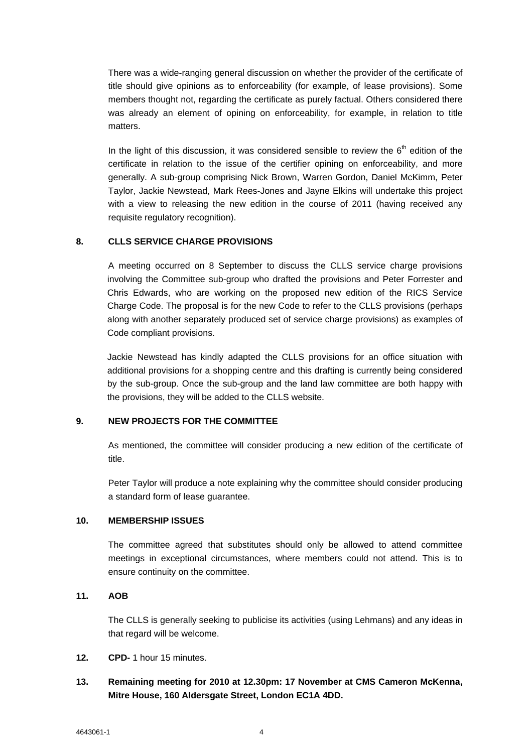There was a wide-ranging general discussion on whether the provider of the certificate of title should give opinions as to enforceability (for example, of lease provisions). Some members thought not, regarding the certificate as purely factual. Others considered there was already an element of opining on enforceability, for example, in relation to title matters.

In the light of this discussion, it was considered sensible to review the 6th edition of the certificate in relation to the issue of the certifier opining on enforceability, and more generally. A sub-group comprising Nick Brown, Warren Gordon, Daniel McKimm, Peter Taylor, Jackie Newstead, Mark Rees-Jones and Jayne Elkins will undertake this project with a view to releasing the new edition in the course of 2011 (having received any requisite regulatory recognition).

**8. CLLS SERVICE CHARGE PROVISIONS**

A meeting occurred on 8 September to discuss the CLLS service charge provisions involving the Committee sub-group who drafted the provisions and Peter Forrester and Chris Edwards, who are working on the proposed new edition of the RICS Service Charge Code. The proposal is for the new Code to refer to the CLLS provisions (perhaps along with another separately produced set of service charge provisions) as examples of Code compliant provisions.

Jackie Newstead has kindly adapted the CLLS provisions for an office situation with additional provisions for a shopping centre and this drafting is currently being considered by the sub-group. Once the sub-group and the land law committee are both happy with the provisions, they will be added to the CLLS website.

**9. NEW PROJECTS FOR THE COMMITTEE**

As mentioned, the committee will consider producing a new edition of the certificate of title.

Peter Taylor will produce a note explaining why the committee should consider producing a standard form of lease guarantee.

**10. MEMBERSHIP ISSUES**

The committee agreed that substitutes should only be allowed to attend committee meetings in exceptional circumstances, where members could not attend. This is to ensure continuity on the committee.

**11. AOB**

The CLLS is generally seeking to publicise its activities (using Lehmans) and any ideas in that regard will be welcome.

**12. CPD-** 1 hour 15 minutes.

**13. Remaining meeting for 2010 at 12.30pm: 17 November at CMS Cameron McKenna, Mitre House, 160 Aldersgate Street, London EC1A 4DD.**

4643061-1